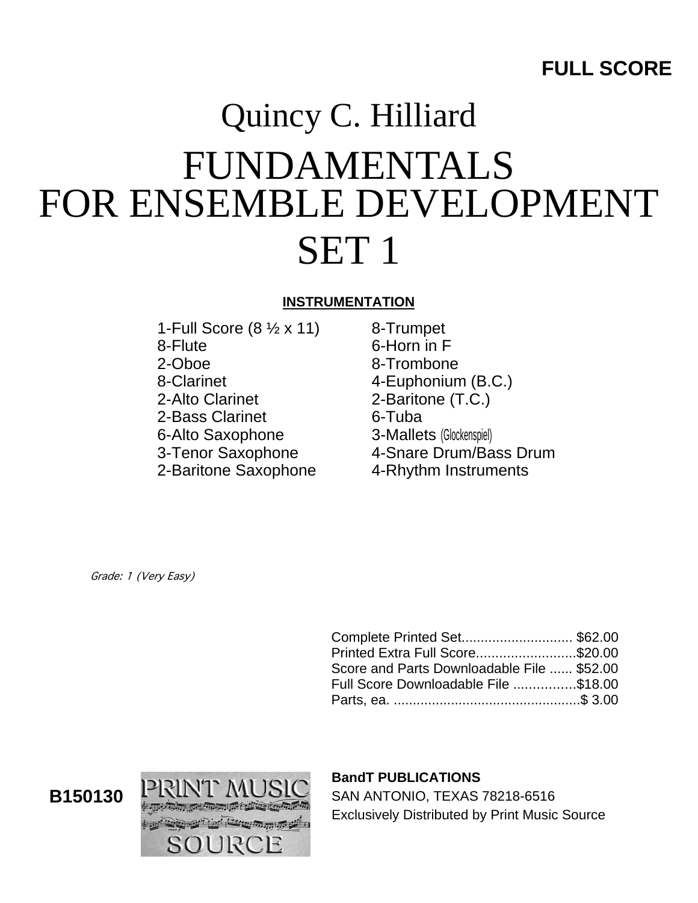**FULL SCORE**

# Quincy C. Hilliard

# FUNDAMENTALS FOR ENSEMBLE DEVELOPMENT SET 1

**INSTRUMENTATION**

| | |
|---|---|
| 1-Full Score (8 ½ x 11) | 8-Trumpet |
| 8-Flute | 6-Horn in F |
| 2-Oboe | 8-Trombone |
| 8-Clarinet | 4-Euphonium (B.C.) |
| 2-Alto Clarinet | 2-Baritone (T.C.) |
| 2-Bass Clarinet | 6-Tuba |
| 6-Alto Saxophone | 3-Mallets (Glockenspiel) |
| 3-Tenor Saxophone | 4-Snare Drum/Bass Drum |
| 2-Baritone Saxophone | 4-Rhythm Instruments |

*Grade: 1 (Very Easy)*

Complete Printed Set............................. $62.00
Printed Extra Full Score..........................$20.00
Score and Parts Downloadable File ...... $52.00
Full Score Downloadable File ................$18.00
Parts, ea. .................................................$ 3.00

**B150130**

PRINT MUSIC SOURCE

**BandT PUBLICATIONS**
SAN ANTONIO, TEXAS 78218-6516
Exclusively Distributed by Print Music Source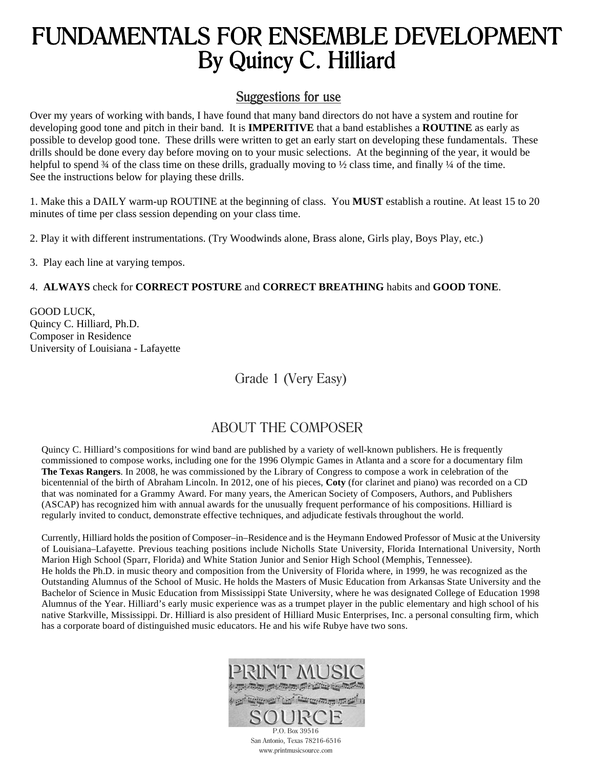# FUNDAMENTALS FOR ENSEMBLE DEVELOPMENT
# By Quincy C. Hilliard

## Suggestions for use

Over my years of working with bands, I have found that many band directors do not have a system and routine for developing good tone and pitch in their band. It is **IMPERITIVE** that a band establishes a **ROUTINE** as early as possible to develop good tone. These drills were written to get an early start on developing these fundamentals. These drills should be done every day before moving on to your music selections. At the beginning of the year, it would be helpful to spend ¾ of the class time on these drills, gradually moving to ½ class time, and finally ¼ of the time. See the instructions below for playing these drills.

1. Make this a DAILY warm-up ROUTINE at the beginning of class. You **MUST** establish a routine. At least 15 to 20 minutes of time per class session depending on your class time.

2. Play it with different instrumentations. (Try Woodwinds alone, Brass alone, Girls play, Boys Play, etc.)

3. Play each line at varying tempos.

4. **ALWAYS** check for **CORRECT POSTURE** and **CORRECT BREATHING** habits and **GOOD TONE**.

GOOD LUCK,
Quincy C. Hilliard, Ph.D.
Composer in Residence
University of Louisiana - Lafayette

Grade 1 (Very Easy)

## ABOUT THE COMPOSER

Quincy C. Hilliard's compositions for wind band are published by a variety of well-known publishers. He is frequently commissioned to compose works, including one for the 1996 Olympic Games in Atlanta and a score for a documentary film **The Texas Rangers**. In 2008, he was commissioned by the Library of Congress to compose a work in celebration of the bicentennial of the birth of Abraham Lincoln. In 2012, one of his pieces, **Coty** (for clarinet and piano) was recorded on a CD that was nominated for a Grammy Award. For many years, the American Society of Composers, Authors, and Publishers (ASCAP) has recognized him with annual awards for the unusually frequent performance of his compositions. Hilliard is regularly invited to conduct, demonstrate effective techniques, and adjudicate festivals throughout the world.

Currently, Hilliard holds the position of Composer–in–Residence and is the Heymann Endowed Professor of Music at the University of Louisiana–Lafayette. Previous teaching positions include Nicholls State University, Florida International University, North Marion High School (Sparr, Florida) and White Station Junior and Senior High School (Memphis, Tennessee).
He holds the Ph.D. in music theory and composition from the University of Florida where, in 1999, he was recognized as the Outstanding Alumnus of the School of Music. He holds the Masters of Music Education from Arkansas State University and the Bachelor of Science in Music Education from Mississippi State University, where he was designated College of Education 1998 Alumnus of the Year. Hilliard's early music experience was as a trumpet player in the public elementary and high school of his native Starkville, Mississippi. Dr. Hilliard is also president of Hilliard Music Enterprises, Inc. a personal consulting firm, which has a corporate board of distinguished music educators. He and his wife Rubye have two sons.

PRINT MUSIC SOURCE
P.O. Box 39516
San Antonio, Texas 78216-6516
www.printmusicsource.com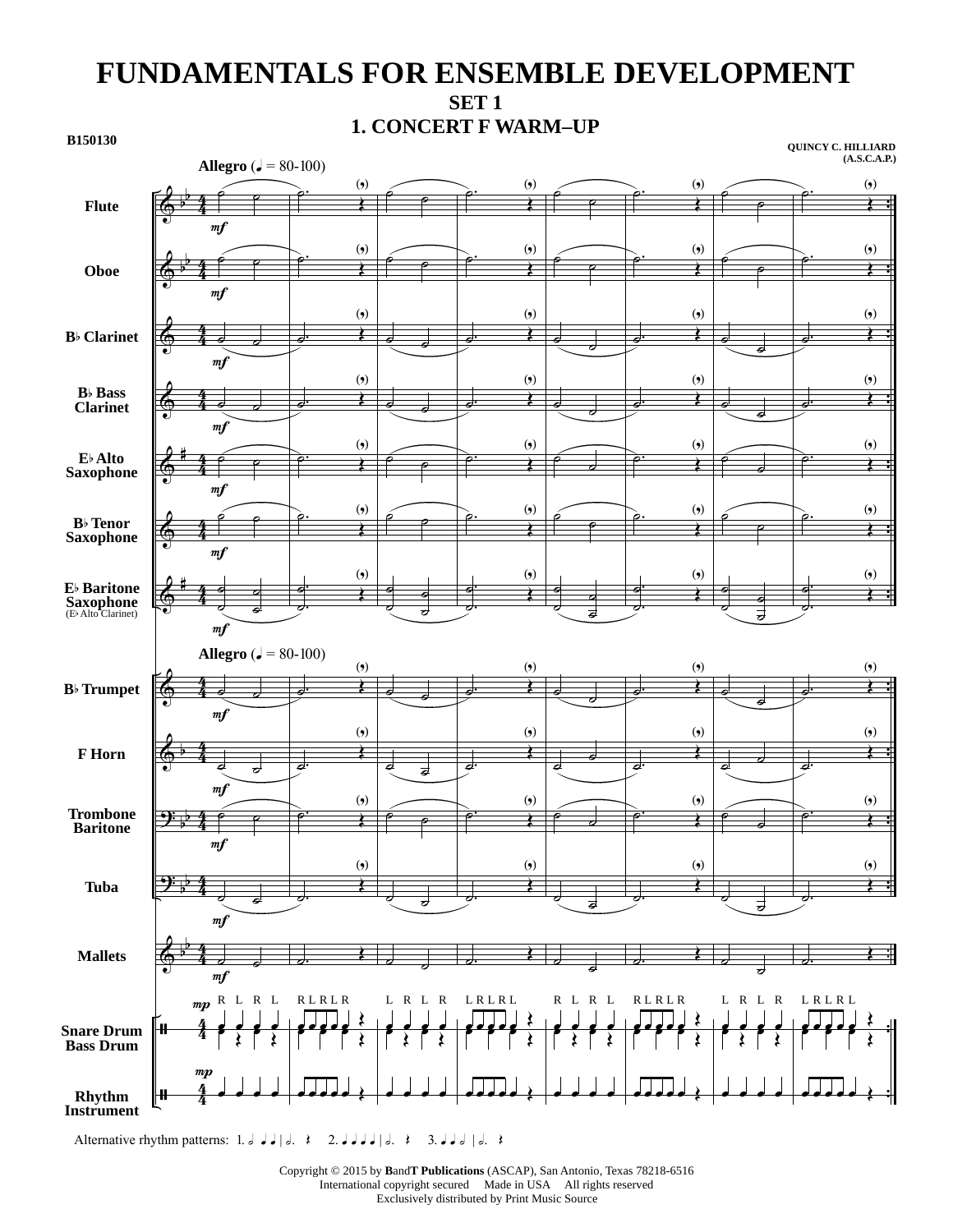# FUNDAMENTALS FOR ENSEMBLE DEVELOPMENT

## SET 1

### 1. CONCERT F WARM–UP

B150130

QUINCY C. HILLIARD (A.S.C.A.P.)

Allegro (♩ = 80-100)

Flute

Oboe

B♭ Clarinet

B♭ Bass Clarinet

E♭ Alto Saxophone

B♭ Tenor Saxophone

E♭ Baritone Saxophone (E♭ Alto Clarinet)

B♭ Trumpet

F Horn

Trombone Baritone

Tuba

Mallets

Snare Drum Bass Drum

Rhythm Instrument

Alternative rhythm patterns: 1. 𝅗𝅥 ♩ ♩ | 𝅗𝅥. 𝄽 2. ♩ ♩ ♩ ♩ | 𝅗𝅥. 𝄽 3. ♩ ♩ 𝅗𝅥 | 𝅗𝅥. 𝄽

Copyright © 2015 by BandT Publications (ASCAP), San Antonio, Texas 78218-6516
International copyright secured Made in USA All rights reserved
Exclusively distributed by Print Music Source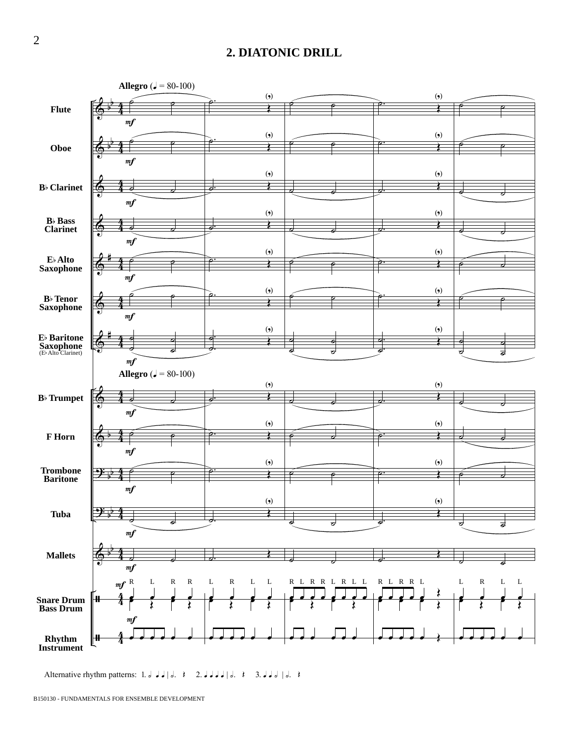## 2. DIATONIC DRILL

**Allegro** (♩ = 80-100)

Flute

Oboe

B♭ Clarinet

B♭ Bass Clarinet

E♭ Alto Saxophone

B♭ Tenor Saxophone

E♭ Baritone Saxophone (E♭ Alto Clarinet)

**Allegro** (♩ = 80-100)

B♭ Trumpet

F Horn

Trombone Baritone

Tuba

Mallets

Snare Drum Bass Drum

Rhythm Instrument

Alternative rhythm patterns: 1. 𝅗𝅥 ♩ ♩ | 𝅗𝅥. 𝄽 2. ♩ ♩ ♩ ♩ | 𝅗𝅥. 𝄽 3. ♩ ♩ 𝅗𝅥 | 𝅗𝅥. 𝄽

B150130 - FUNDAMENTALS FOR ENSEMBLE DEVELOPMENT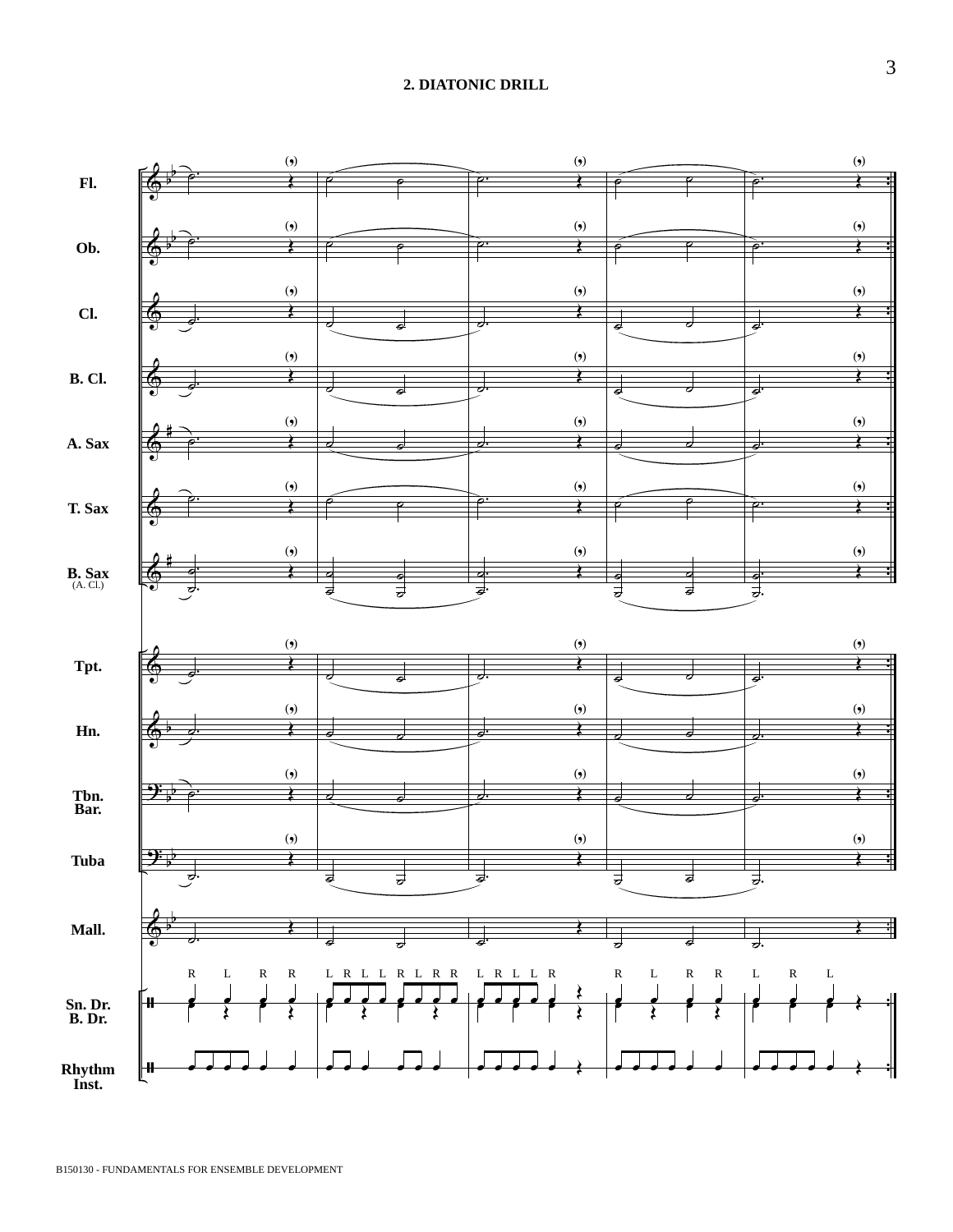## 2. DIATONIC DRILL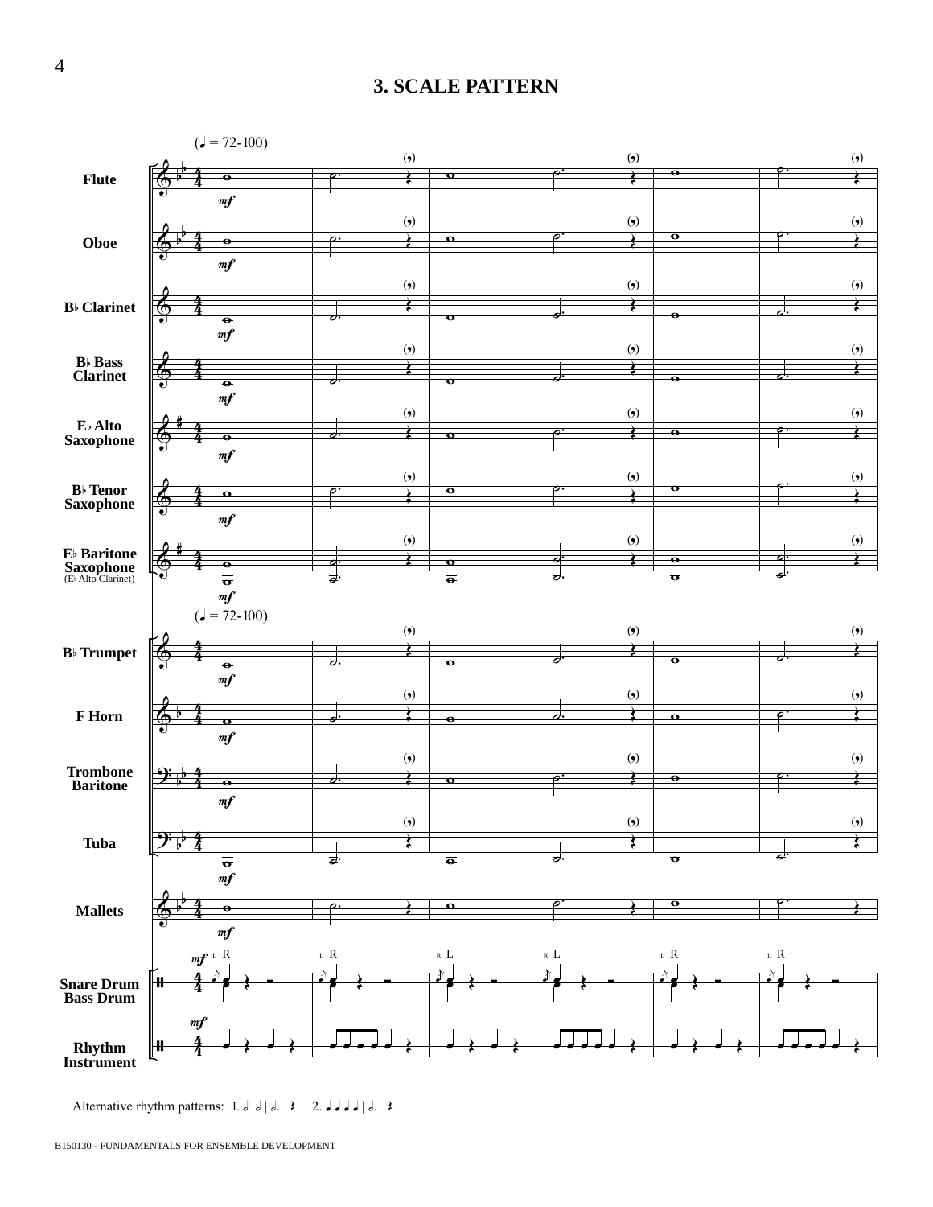# 3. SCALE PATTERN

Alternative rhythm patterns: 1. 𝅗𝅥 𝅗𝅥 | 𝅗𝅥. 𝄽  2. ♩ ♩ ♩ ♩ | 𝅗𝅥. 𝄽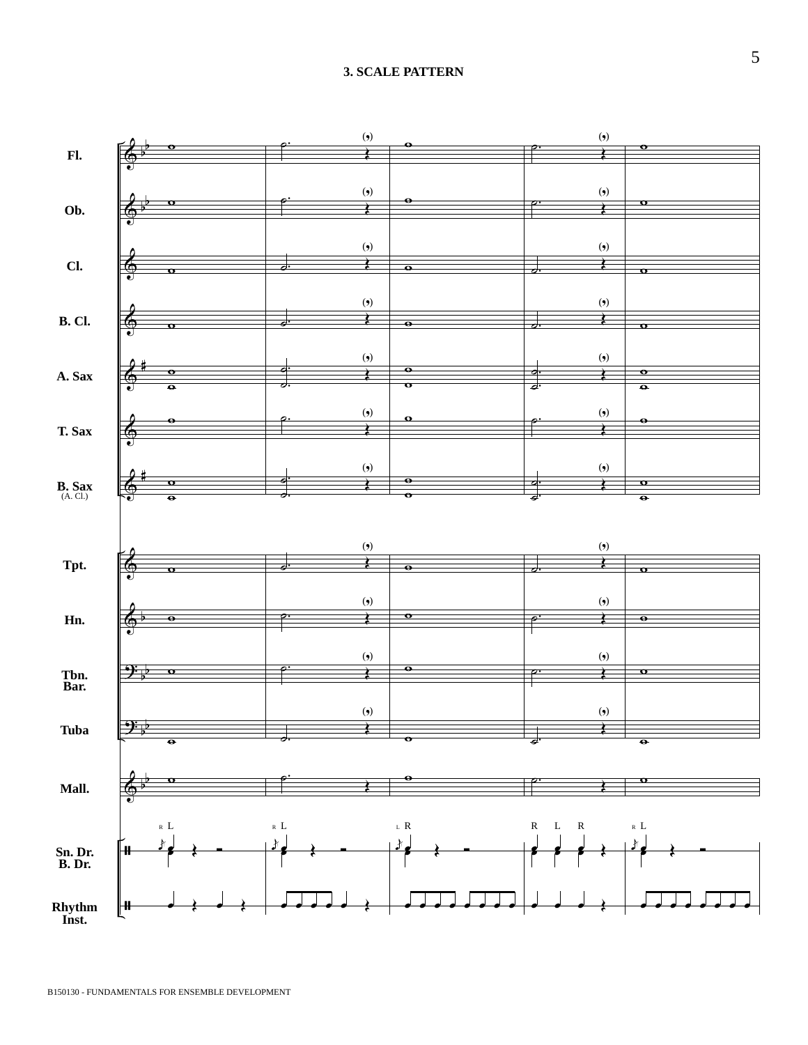# 3. SCALE PATTERN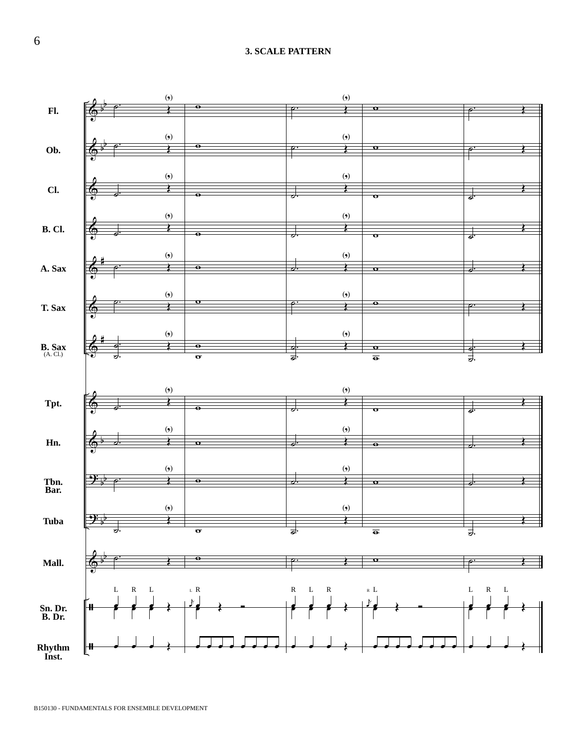## 3. SCALE PATTERN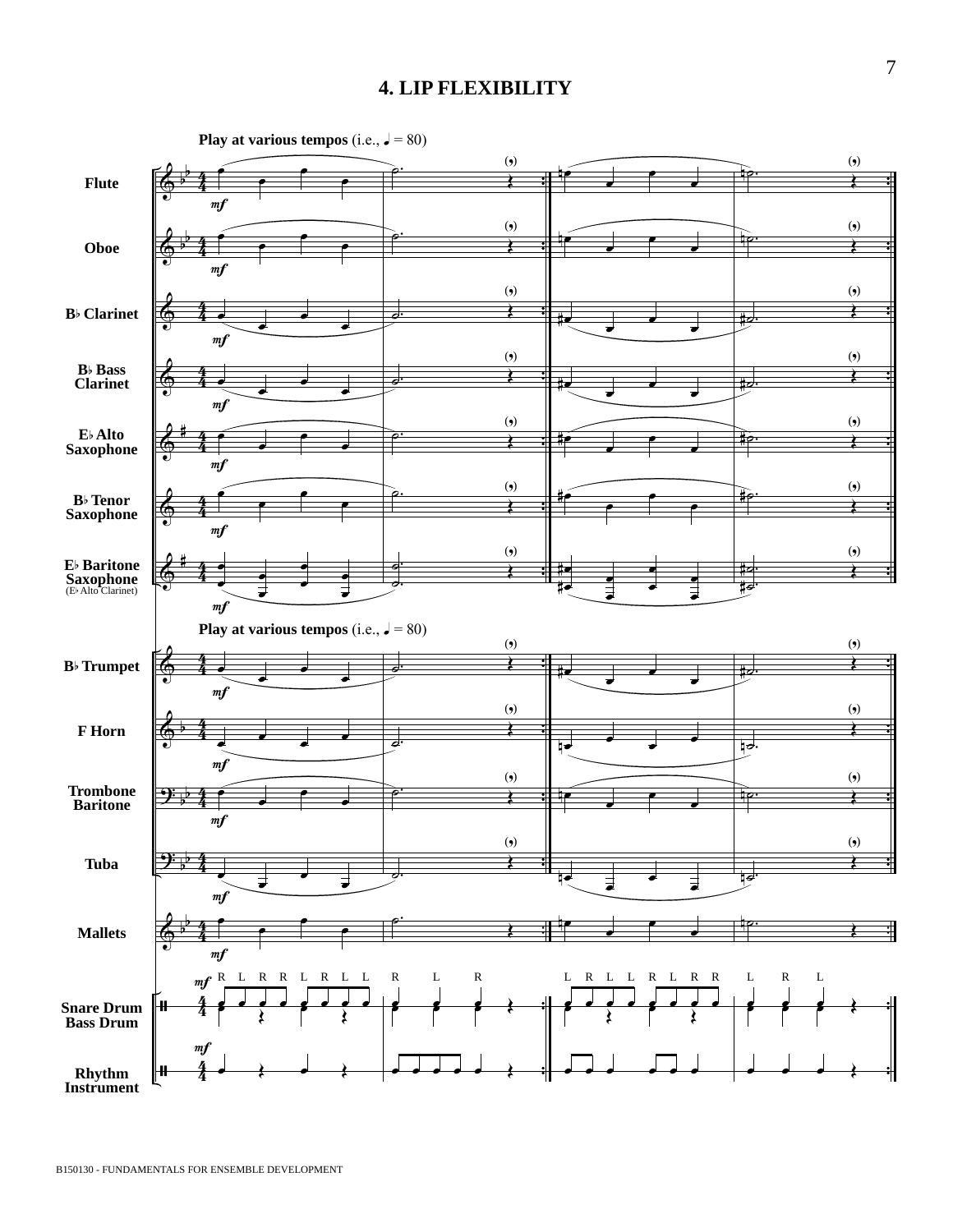# 4. LIP FLEXIBILITY

**Play at various tempos** (i.e., ♩ = 80)

Flute

Oboe

B♭ Clarinet

B♭ Bass Clarinet

E♭ Alto Saxophone

B♭ Tenor Saxophone

E♭ Baritone Saxophone (E♭ Alto Clarinet)

**Play at various tempos** (i.e., ♩ = 80)

B♭ Trumpet

F Horn

Trombone Baritone

Tuba

Mallets

Snare Drum Bass Drum

R L R R L R L L R L R L R L L R L R R L R L

Rhythm Instrument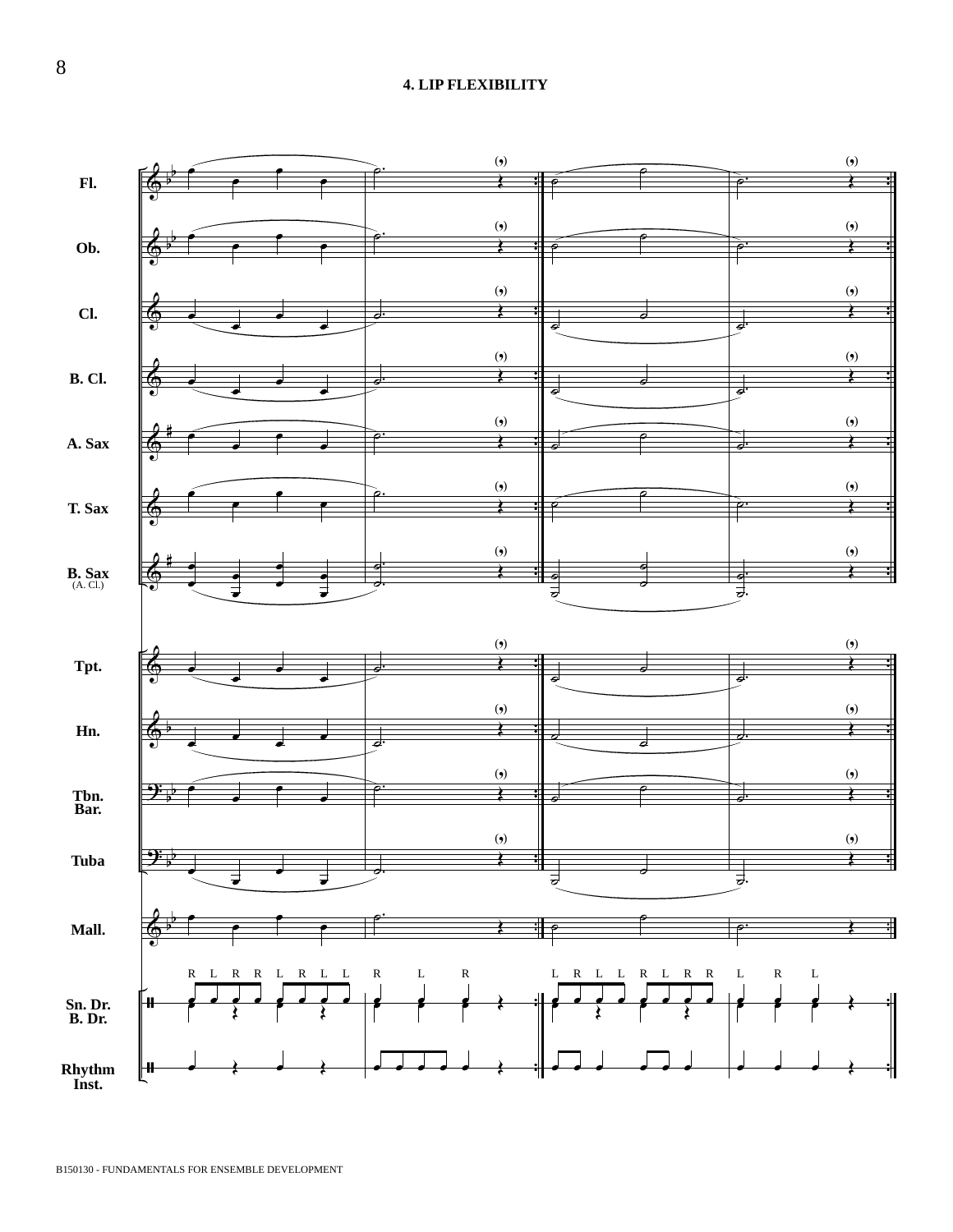# 4. LIP FLEXIBILITY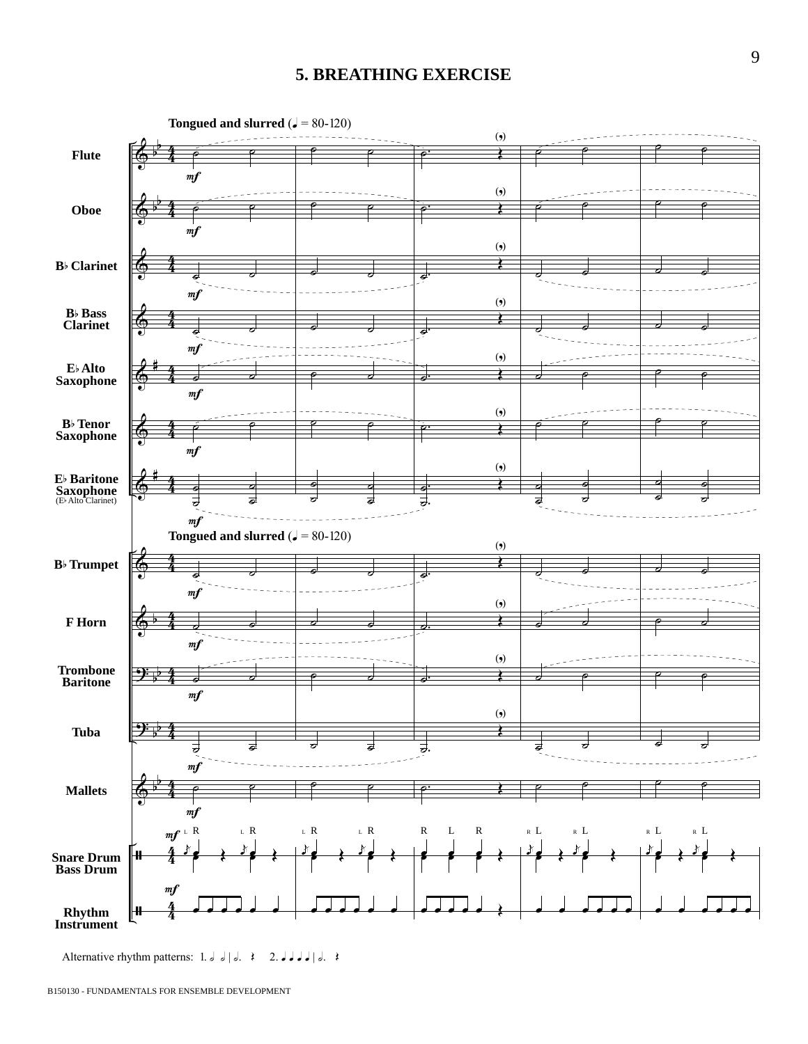# 5. BREATHING EXERCISE

**Tongued and slurred** (♩ = 80-120)

Flute

Oboe

B♭ Clarinet

B♭ Bass Clarinet

E♭ Alto Saxophone

B♭ Tenor Saxophone

E♭ Baritone Saxophone (E♭ Alto Clarinet)

**Tongued and slurred** (♩ = 80-120)

B♭ Trumpet

F Horn

Trombone Baritone

Tuba

Mallets

Snare Drum Bass Drum

Rhythm Instrument

Alternative rhythm patterns: 1. 𝅗𝅥 𝅗𝅥 | 𝅗𝅥. 𝄽  2. ♩ ♩ ♩ ♩ | 𝅗𝅥. 𝄽

B150130 - FUNDAMENTALS FOR ENSEMBLE DEVELOPMENT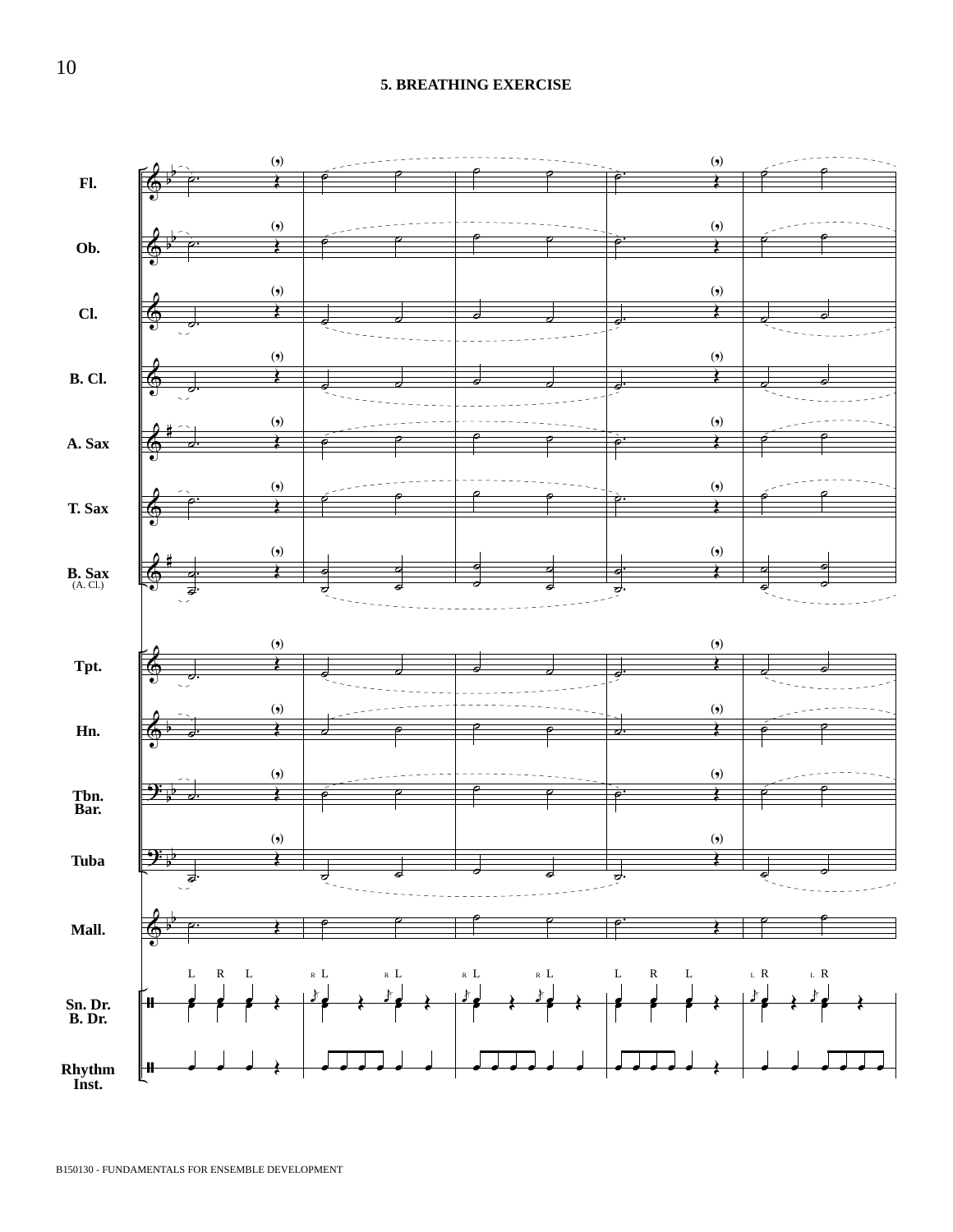# 5. BREATHING EXERCISE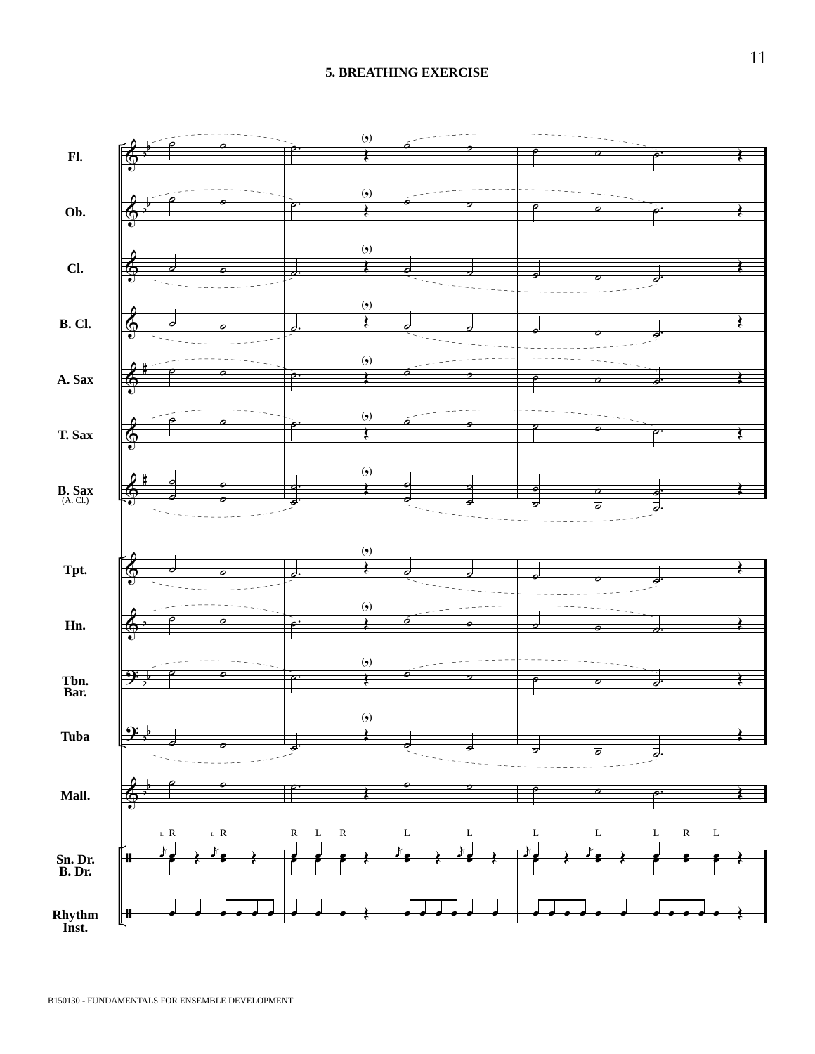# 5. BREATHING EXERCISE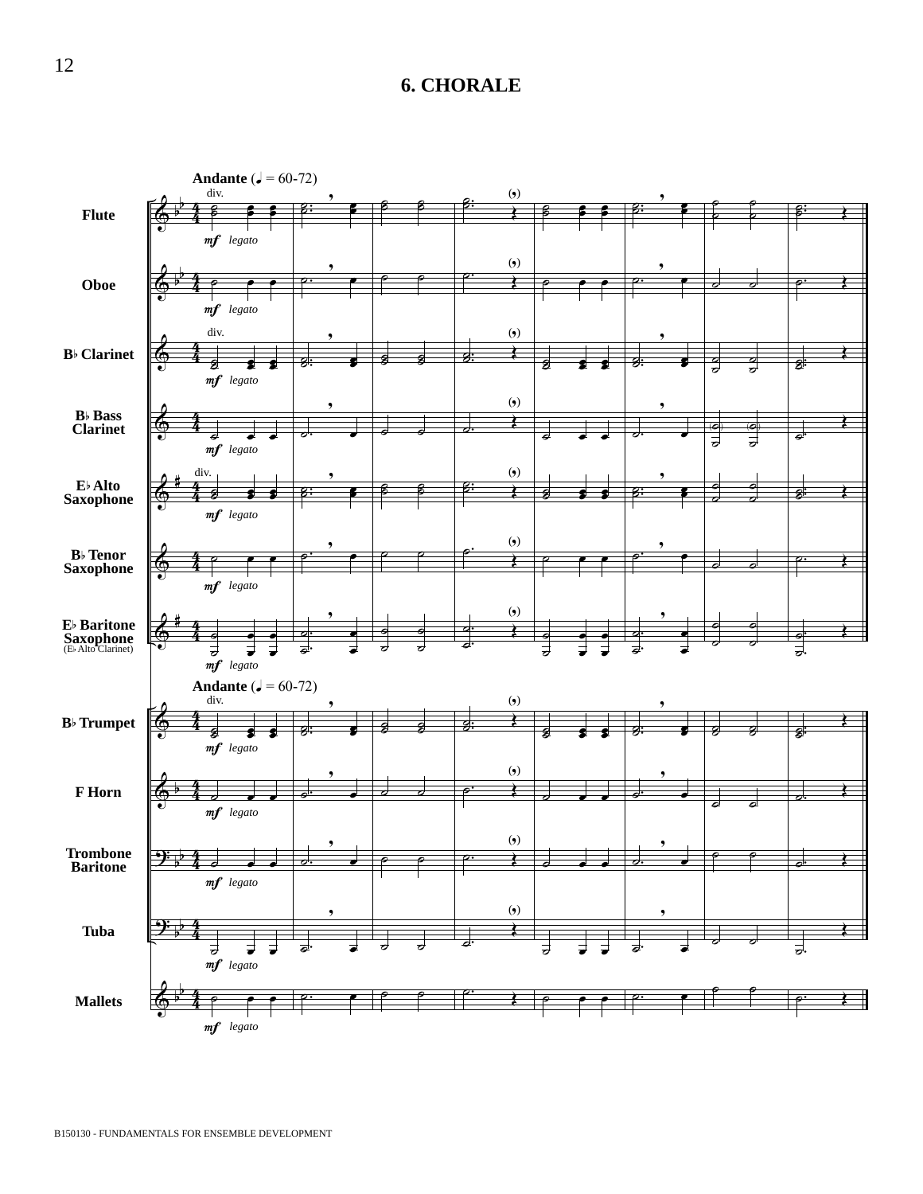# 6. CHORALE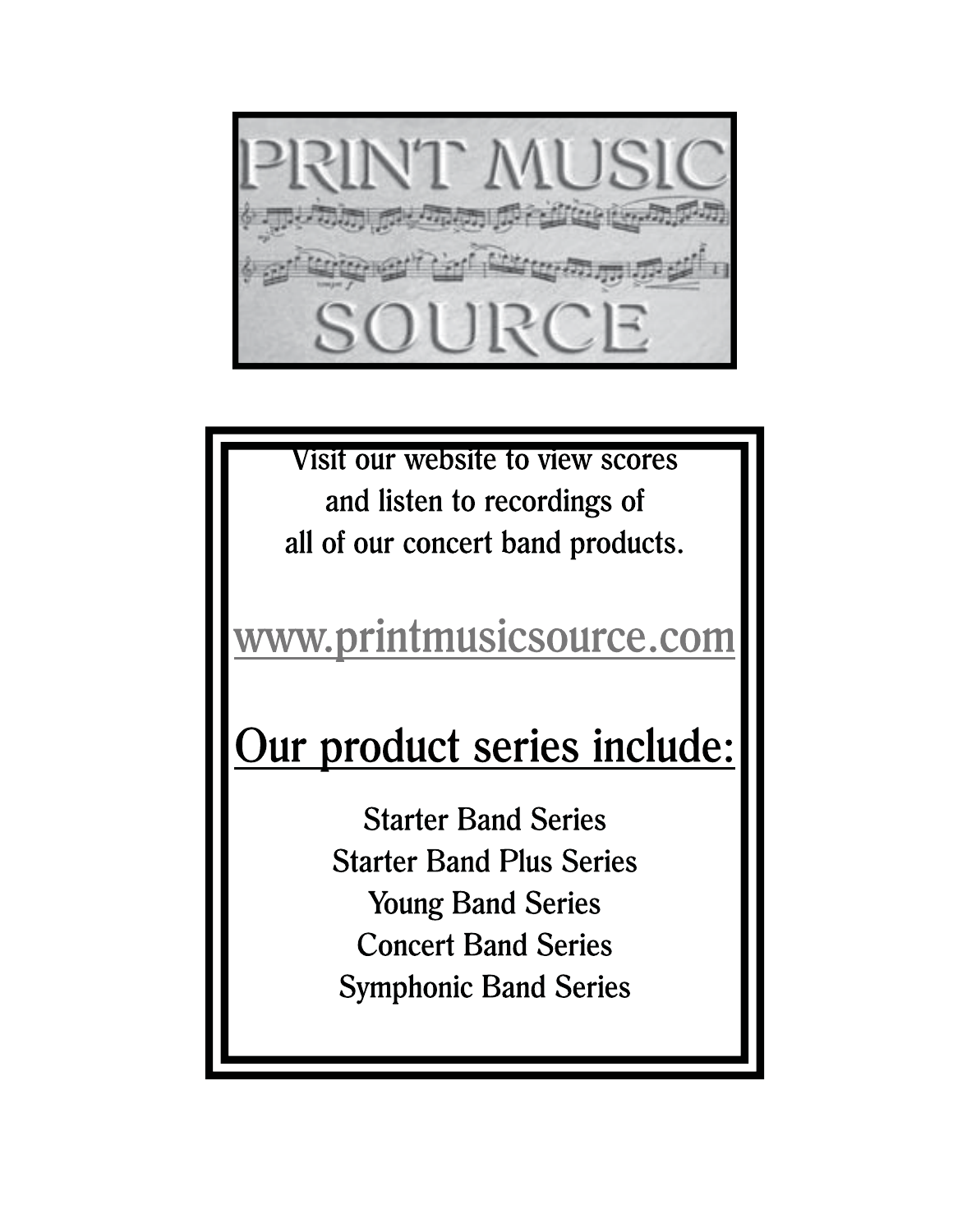PRINT MUSIC SOURCE

Visit our website to view scores
and listen to recordings of
all of our concert band products.

www.printmusicsource.com

## Our product series include:

Starter Band Series
Starter Band Plus Series
Young Band Series
Concert Band Series
Symphonic Band Series